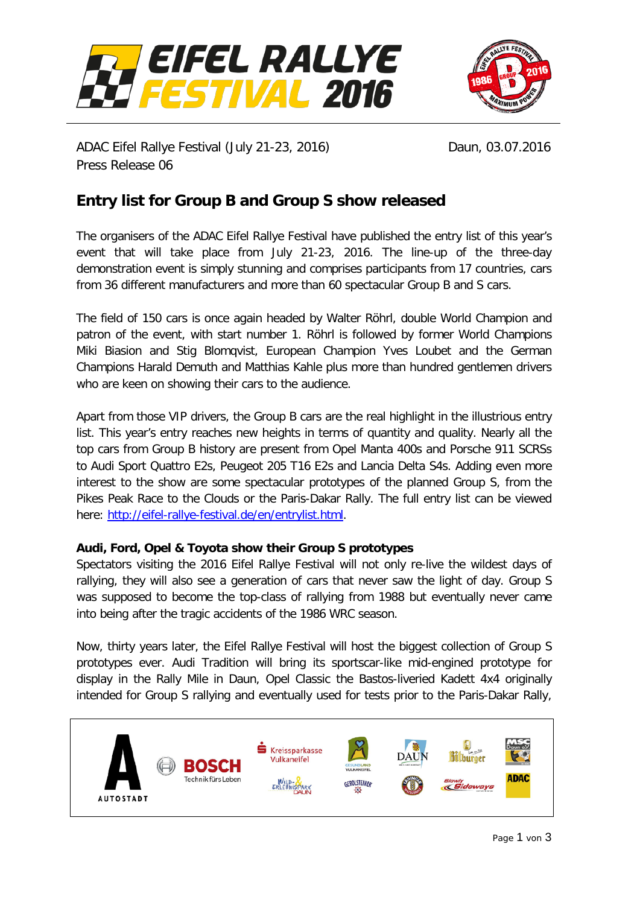ADAC Eifel Rallye Festival (July 21-23, 2016)
Press Release 06

Daun, 03.07.2016

## Entry list for Group B and Group S show released

The organisers of the ADAC Eifel Rallye Festival have published the entry list of this year's event that will take place from July 21-23, 2016. The line-up of the three-day demonstration event is simply stunning and comprises participants from 17 countries, cars from 36 different manufacturers and more than 60 spectacular Group B and S cars.

The field of 150 cars is once again headed by Walter Röhrl, double World Champion and patron of the event, with start number 1. Röhrl is followed by former World Champions Miki Biasion and Stig Blomqvist, European Champion Yves Loubet and the German Champions Harald Demuth and Matthias Kahle plus more than hundred gentlemen drivers who are keen on showing their cars to the audience.

Apart from those VIP drivers, the Group B cars are the real highlight in the illustrious entry list. This year's entry reaches new heights in terms of quantity and quality. Nearly all the top cars from Group B history are present from Opel Manta 400s and Porsche 911 SCRSs to Audi Sport Quattro E2s, Peugeot 205 T16 E2s and Lancia Delta S4s. Adding even more interest to the show are some spectacular prototypes of the planned Group S, from the Pikes Peak Race to the Clouds or the Paris-Dakar Rally. The full entry list can be viewed here: [http://eifel-rallye-festival.de/en/entrylist.html](http://eifel-rallye-festival.de/en/entrylist.html).

**Audi, Ford, Opel & Toyota show their Group S prototypes**

Spectators visiting the 2016 Eifel Rallye Festival will not only re-live the wildest days of rallying, they will also see a generation of cars that never saw the light of day. Group S was supposed to become the top-class of rallying from 1988 but eventually never came into being after the tragic accidents of the 1986 WRC season.

Now, thirty years later, the Eifel Rallye Festival will host the biggest collection of Group S prototypes ever. Audi Tradition will bring its sportscar-like mid-engined prototype for display in the Rally Mile in Daun, Opel Classic the Bastos-liveried Kadett 4x4 originally intended for Group S rallying and eventually used for tests prior to the Paris-Dakar Rally,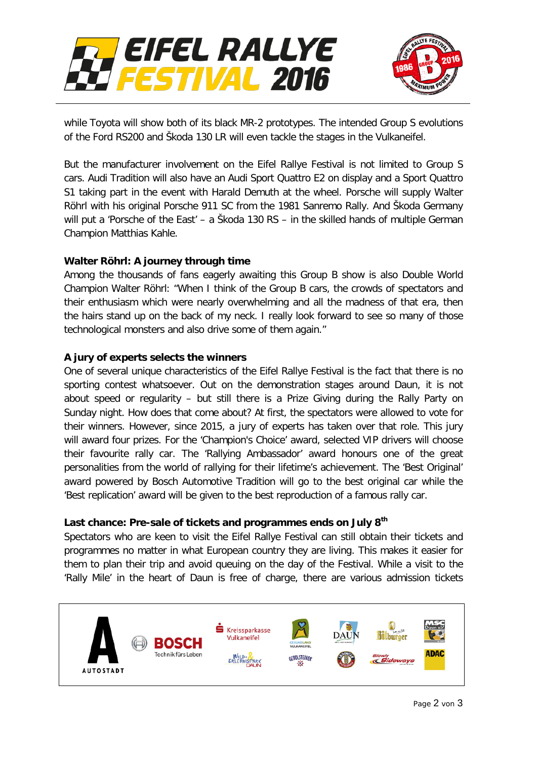while Toyota will show both of its black MR-2 prototypes. The intended Group S evolutions of the Ford RS200 and Škoda 130 LR will even tackle the stages in the Vulkaneifel.

But the manufacturer involvement on the Eifel Rallye Festival is not limited to Group S cars. Audi Tradition will also have an Audi Sport Quattro E2 on display and a Sport Quattro S1 taking part in the event with Harald Demuth at the wheel. Porsche will supply Walter Röhrl with his original Porsche 911 SC from the 1981 Sanremo Rally. And Škoda Germany will put a 'Porsche of the East' – a Škoda 130 RS – in the skilled hands of multiple German Champion Matthias Kahle.

**Walter Röhrl: A journey through time**

Among the thousands of fans eagerly awaiting this Group B show is also Double World Champion Walter Röhrl: "When I think of the Group B cars, the crowds of spectators and their enthusiasm which were nearly overwhelming and all the madness of that era, then the hairs stand up on the back of my neck. I really look forward to see so many of those technological monsters and also drive some of them again."

**A jury of experts selects the winners**

One of several unique characteristics of the Eifel Rallye Festival is the fact that there is no sporting contest whatsoever. Out on the demonstration stages around Daun, it is not about speed or regularity – but still there is a Prize Giving during the Rally Party on Sunday night. How does that come about? At first, the spectators were allowed to vote for their winners. However, since 2015, a jury of experts has taken over that role. This jury will award four prizes. For the 'Champion's Choice' award, selected VIP drivers will choose their favourite rally car. The 'Rallying Ambassador' award honours one of the great personalities from the world of rallying for their lifetime's achievement. The 'Best Original' award powered by Bosch Automotive Tradition will go to the best original car while the 'Best replication' award will be given to the best reproduction of a famous rally car.

**Last chance: Pre-sale of tickets and programmes ends on July 8th**

Spectators who are keen to visit the Eifel Rallye Festival can still obtain their tickets and programmes no matter in what European country they are living. This makes it easier for them to plan their trip and avoid queuing on the day of the Festival. While a visit to the 'Rally Mile' in the heart of Daun is free of charge, there are various admission tickets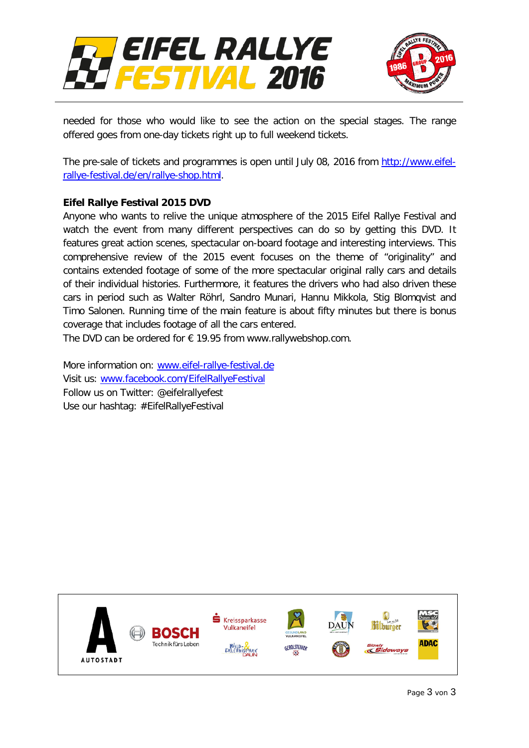needed for those who would like to see the action on the special stages. The range offered goes from one-day tickets right up to full weekend tickets.

The pre-sale of tickets and programmes is open until July 08, 2016 from [http://www.eifel-rallye-festival.de/en/rallye-shop.html](http://www.eifel-rallye-festival.de/en/rallye-shop.html).

**Eifel Rallye Festival 2015 DVD**

Anyone who wants to relive the unique atmosphere of the 2015 Eifel Rallye Festival and watch the event from many different perspectives can do so by getting this DVD. It features great action scenes, spectacular on-board footage and interesting interviews. This comprehensive review of the 2015 event focuses on the theme of "originality" and contains extended footage of some of the more spectacular original rally cars and details of their individual histories. Furthermore, it features the drivers who had also driven these cars in period such as Walter Röhrl, Sandro Munari, Hannu Mikkola, Stig Blomqvist and Timo Salonen. Running time of the main feature is about fifty minutes but there is bonus coverage that includes footage of all the cars entered.

The DVD can be ordered for € 19.95 from www.rallywebshop.com.

More information on: [www.eifel-rallye-festival.de](http://www.eifel-rallye-festival.de)
Visit us: [www.facebook.com/EifelRallyeFestival](http://www.facebook.com/EifelRallyeFestival)
Follow us on Twitter: @eifelrallyefest
Use our hashtag: #EifelRallyeFestival